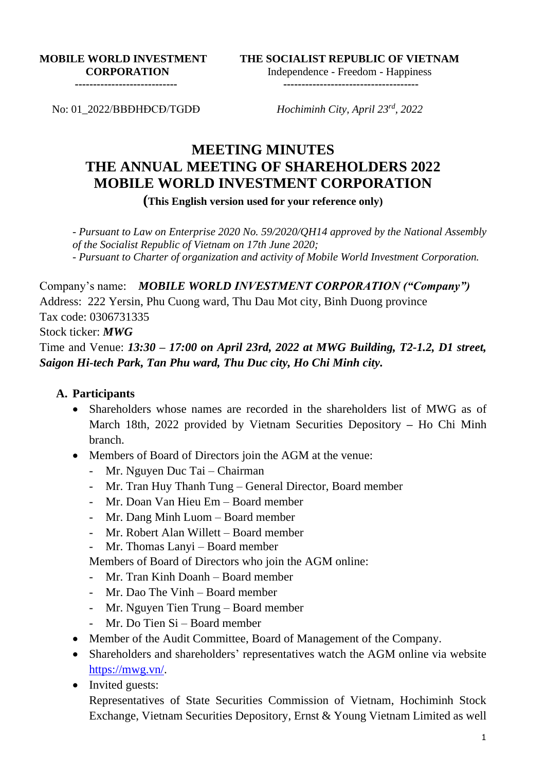**MOBILE WORLD INVESTMENT CORPORATION**

---------------------------

**THE SOCIALIST REPUBLIC OF VIETNAM**

Independence - Freedom - Happiness

-------------------------------------

No: 01_2022/BBĐHĐCĐ/TGDĐ

*Hochiminh City, April 23rd, 2022*

# MEETING MINUTES
# THE ANNUAL MEETING OF SHAREHOLDERS 2022
# MOBILE WORLD INVESTMENT CORPORATION

**(This English version used for your reference only)**

*- Pursuant to Law on Enterprise 2020 No. 59/2020/QH14 approved by the National Assembly of the Socialist Republic of Vietnam on 17th June 2020;*
*- Pursuant to Charter of organization and activity of Mobile World Investment Corporation.*

Company's name: ***MOBILE WORLD INVESTMENT CORPORATION ("Company")***
Address: 222 Yersin, Phu Cuong ward, Thu Dau Mot city, Binh Duong province
Tax code: 0306731335
Stock ticker: ***MWG***
Time and Venue: ***13:30 – 17:00 on April 23rd, 2022 at MWG Building, T2-1.2, D1 street, Saigon Hi-tech Park, Tan Phu ward, Thu Duc city, Ho Chi Minh city.***

## A. Participants

- Shareholders whose names are recorded in the shareholders list of MWG as of March 18th, 2022 provided by Vietnam Securities Depository – Ho Chi Minh branch.
- Members of Board of Directors join the AGM at the venue:
  - Mr. Nguyen Duc Tai – Chairman
  - Mr. Tran Huy Thanh Tung – General Director, Board member
  - Mr. Doan Van Hieu Em – Board member
  - Mr. Dang Minh Luom – Board member
  - Mr. Robert Alan Willett – Board member
  - Mr. Thomas Lanyi – Board member

  Members of Board of Directors who join the AGM online:
  - Mr. Tran Kinh Doanh – Board member
  - Mr. Dao The Vinh – Board member
  - Mr. Nguyen Tien Trung – Board member
  - Mr. Do Tien Si – Board member
- Member of the Audit Committee, Board of Management of the Company.
- Shareholders and shareholders' representatives watch the AGM online via website https://mwg.vn/.
- Invited guests:
  Representatives of State Securities Commission of Vietnam, Hochiminh Stock Exchange, Vietnam Securities Depository, Ernst & Young Vietnam Limited as well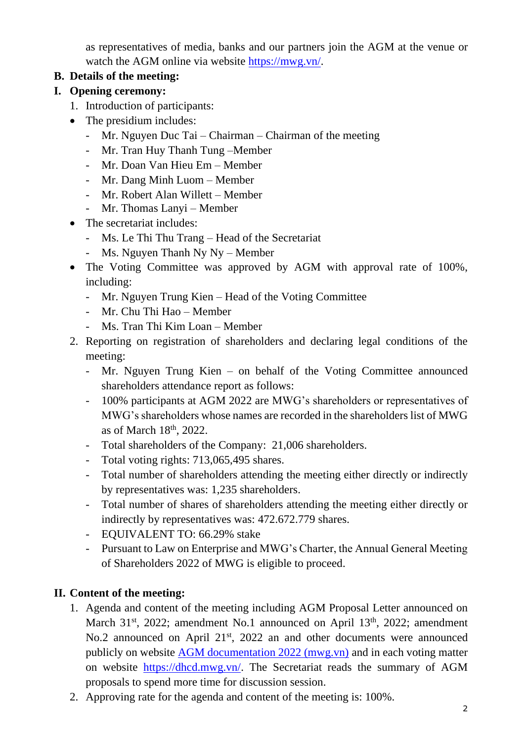as representatives of media, banks and our partners join the AGM at the venue or watch the AGM online via website [https://mwg.vn/](https://mwg.vn/).

**B. Details of the meeting:**

**I. Opening ceremony:**

1. Introduction of participants:

- The presidium includes:
  - Mr. Nguyen Duc Tai – Chairman – Chairman of the meeting
  - Mr. Tran Huy Thanh Tung –Member
  - Mr. Doan Van Hieu Em – Member
  - Mr. Dang Minh Luom – Member
  - Mr. Robert Alan Willett – Member
  - Mr. Thomas Lanyi – Member
- The secretariat includes:
  - Ms. Le Thi Thu Trang – Head of the Secretariat
  - Ms. Nguyen Thanh Ny Ny – Member
- The Voting Committee was approved by AGM with approval rate of 100%, including:
  - Mr. Nguyen Trung Kien – Head of the Voting Committee
  - Mr. Chu Thi Hao – Member
  - Ms. Tran Thi Kim Loan – Member

2. Reporting on registration of shareholders and declaring legal conditions of the meeting:
   - Mr. Nguyen Trung Kien – on behalf of the Voting Committee announced shareholders attendance report as follows:
   - 100% participants at AGM 2022 are MWG's shareholders or representatives of MWG's shareholders whose names are recorded in the shareholders list of MWG as of March 18th, 2022.
   - Total shareholders of the Company: 21,006 shareholders.
   - Total voting rights: 713,065,495 shares.
   - Total number of shareholders attending the meeting either directly or indirectly by representatives was: 1,235 shareholders.
   - Total number of shares of shareholders attending the meeting either directly or indirectly by representatives was: 472.672.779 shares.
   - EQUIVALENT TO: 66.29% stake
   - Pursuant to Law on Enterprise and MWG's Charter, the Annual General Meeting of Shareholders 2022 of MWG is eligible to proceed.

**II. Content of the meeting:**

1. Agenda and content of the meeting including AGM Proposal Letter announced on March 31st, 2022; amendment No.1 announced on April 13th, 2022; amendment No.2 announced on April 21st, 2022 an and other documents were announced publicly on website [AGM documentation 2022 (mwg.vn)](https://mwg.vn) and in each voting matter on website [https://dhcd.mwg.vn/](https://dhcd.mwg.vn/). The Secretariat reads the summary of AGM proposals to spend more time for discussion session.
2. Approving rate for the agenda and content of the meeting is: 100%.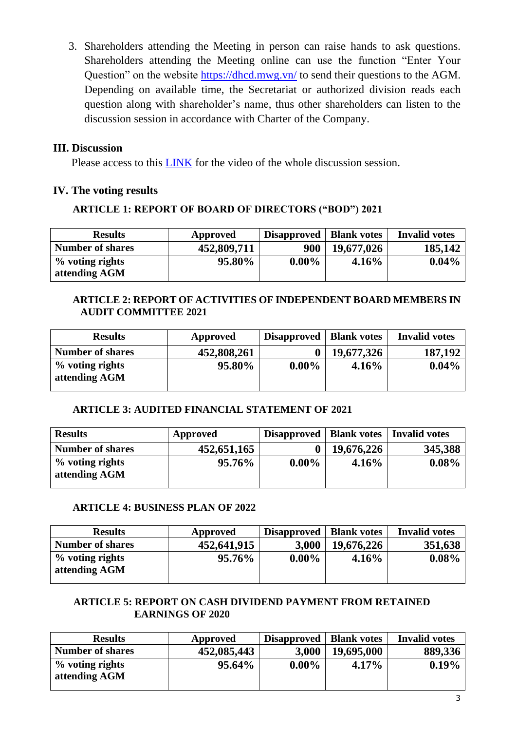3. Shareholders attending the Meeting in person can raise hands to ask questions. Shareholders attending the Meeting online can use the function "Enter Your Question" on the website https://dhcd.mwg.vn/ to send their questions to the AGM. Depending on available time, the Secretariat or authorized division reads each question along with shareholder's name, thus other shareholders can listen to the discussion session in accordance with Charter of the Company.

## III. Discussion

Please access to this LINK for the video of the whole discussion session.

## IV. The voting results

### ARTICLE 1: REPORT OF BOARD OF DIRECTORS ("BOD") 2021

| Results | Approved | Disapproved | Blank votes | Invalid votes |
|---|---|---|---|---|
| Number of shares | 452,809,711 | 900 | 19,677,026 | 185,142 |
| % voting rights attending AGM | 95.80% | 0.00% | 4.16% | 0.04% |

### ARTICLE 2: REPORT OF ACTIVITIES OF INDEPENDENT BOARD MEMBERS IN AUDIT COMMITTEE 2021

| Results | Approved | Disapproved | Blank votes | Invalid votes |
|---|---|---|---|---|
| Number of shares | 452,808,261 | 0 | 19,677,326 | 187,192 |
| % voting rights attending AGM | 95.80% | 0.00% | 4.16% | 0.04% |

### ARTICLE 3: AUDITED FINANCIAL STATEMENT OF 2021

| Results | Approved | Disapproved | Blank votes | Invalid votes |
|---|---|---|---|---|
| Number of shares | 452,651,165 | 0 | 19,676,226 | 345,388 |
| % voting rights attending AGM | 95.76% | 0.00% | 4.16% | 0.08% |

### ARTICLE 4: BUSINESS PLAN OF 2022

| Results | Approved | Disapproved | Blank votes | Invalid votes |
|---|---|---|---|---|
| Number of shares | 452,641,915 | 3,000 | 19,676,226 | 351,638 |
| % voting rights attending AGM | 95.76% | 0.00% | 4.16% | 0.08% |

### ARTICLE 5: REPORT ON CASH DIVIDEND PAYMENT FROM RETAINED EARNINGS OF 2020

| Results | Approved | Disapproved | Blank votes | Invalid votes |
|---|---|---|---|---|
| Number of shares | 452,085,443 | 3,000 | 19,695,000 | 889,336 |
| % voting rights attending AGM | 95.64% | 0.00% | 4.17% | 0.19% |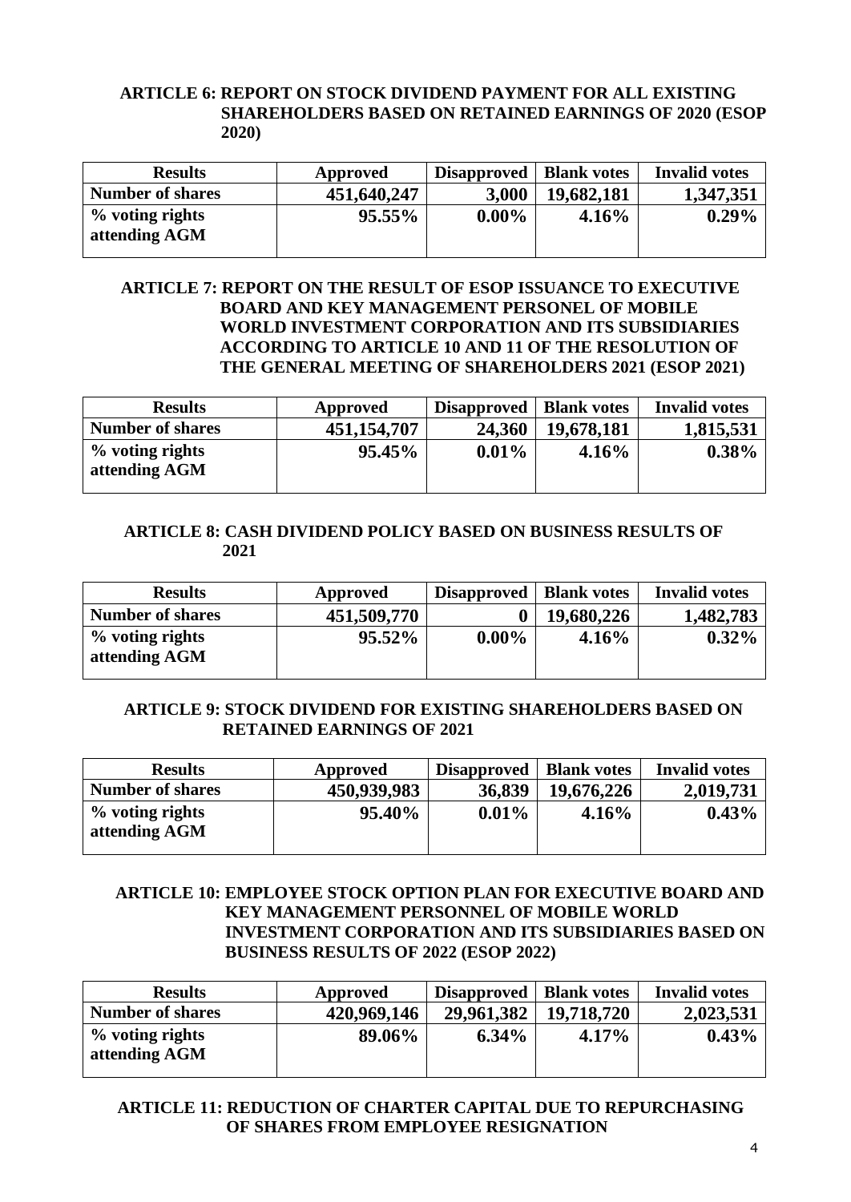**ARTICLE 6: REPORT ON STOCK DIVIDEND PAYMENT FOR ALL EXISTING SHAREHOLDERS BASED ON RETAINED EARNINGS OF 2020 (ESOP 2020)**

| Results | Approved | Disapproved | Blank votes | Invalid votes |
|---|---|---|---|---|
| Number of shares | 451,640,247 | 3,000 | 19,682,181 | 1,347,351 |
| % voting rights attending AGM | 95.55% | 0.00% | 4.16% | 0.29% |

**ARTICLE 7: REPORT ON THE RESULT OF ESOP ISSUANCE TO EXECUTIVE BOARD AND KEY MANAGEMENT PERSONEL OF MOBILE WORLD INVESTMENT CORPORATION AND ITS SUBSIDIARIES ACCORDING TO ARTICLE 10 AND 11 OF THE RESOLUTION OF THE GENERAL MEETING OF SHAREHOLDERS 2021 (ESOP 2021)**

| Results | Approved | Disapproved | Blank votes | Invalid votes |
|---|---|---|---|---|
| Number of shares | 451,154,707 | 24,360 | 19,678,181 | 1,815,531 |
| % voting rights attending AGM | 95.45% | 0.01% | 4.16% | 0.38% |

**ARTICLE 8: CASH DIVIDEND POLICY BASED ON BUSINESS RESULTS OF 2021**

| Results | Approved | Disapproved | Blank votes | Invalid votes |
|---|---|---|---|---|
| Number of shares | 451,509,770 | 0 | 19,680,226 | 1,482,783 |
| % voting rights attending AGM | 95.52% | 0.00% | 4.16% | 0.32% |

**ARTICLE 9: STOCK DIVIDEND FOR EXISTING SHAREHOLDERS BASED ON RETAINED EARNINGS OF 2021**

| Results | Approved | Disapproved | Blank votes | Invalid votes |
|---|---|---|---|---|
| Number of shares | 450,939,983 | 36,839 | 19,676,226 | 2,019,731 |
| % voting rights attending AGM | 95.40% | 0.01% | 4.16% | 0.43% |

**ARTICLE 10: EMPLOYEE STOCK OPTION PLAN FOR EXECUTIVE BOARD AND KEY MANAGEMENT PERSONNEL OF MOBILE WORLD INVESTMENT CORPORATION AND ITS SUBSIDIARIES BASED ON BUSINESS RESULTS OF 2022 (ESOP 2022)**

| Results | Approved | Disapproved | Blank votes | Invalid votes |
|---|---|---|---|---|
| Number of shares | 420,969,146 | 29,961,382 | 19,718,720 | 2,023,531 |
| % voting rights attending AGM | 89.06% | 6.34% | 4.17% | 0.43% |

**ARTICLE 11: REDUCTION OF CHARTER CAPITAL DUE TO REPURCHASING OF SHARES FROM EMPLOYEE RESIGNATION**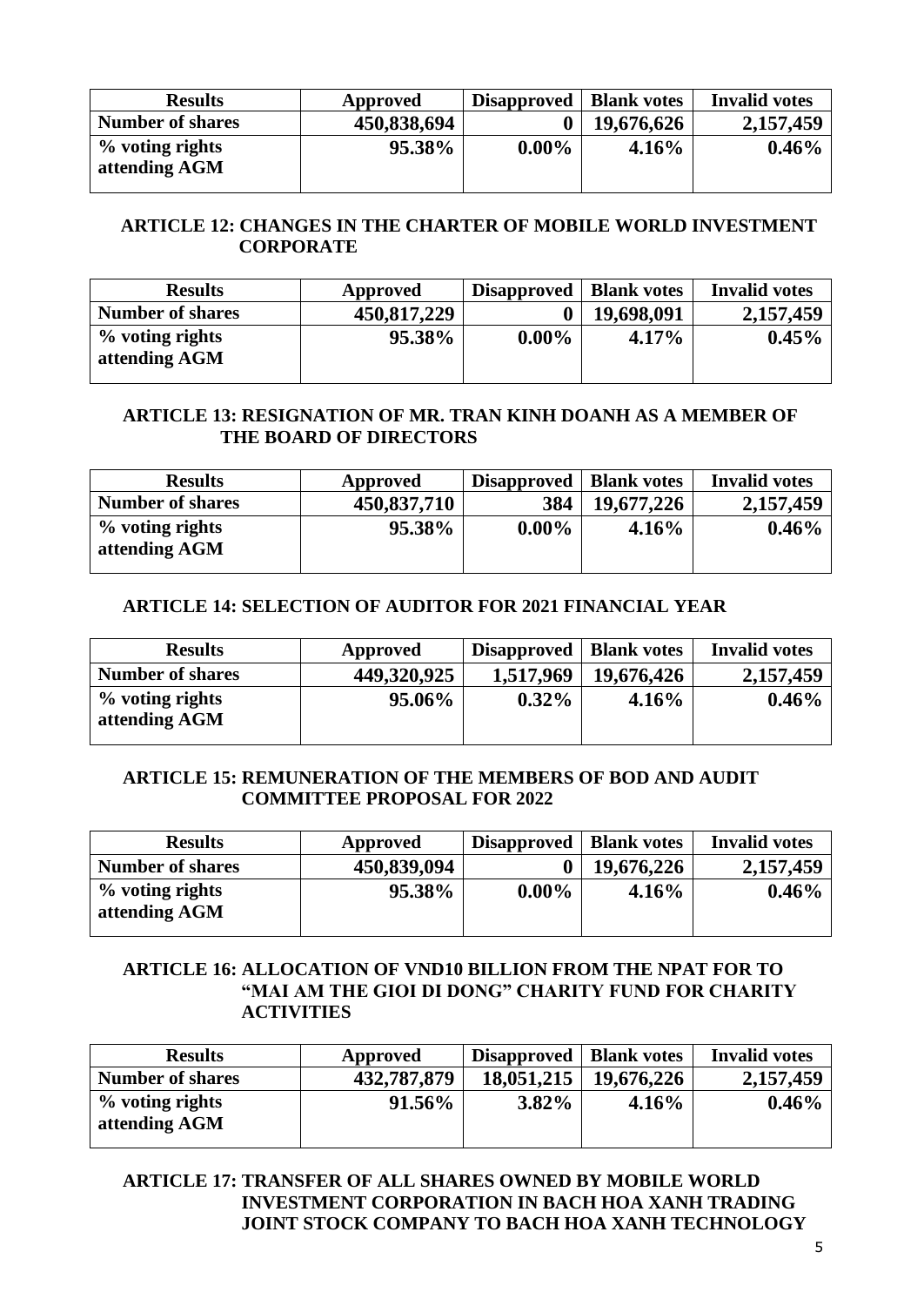| Results | Approved | Disapproved | Blank votes | Invalid votes |
|---|---|---|---|---|
| Number of shares | 450,838,694 | 0 | 19,676,626 | 2,157,459 |
| % voting rights attending AGM | 95.38% | 0.00% | 4.16% | 0.46% |

## ARTICLE 12: CHANGES IN THE CHARTER OF MOBILE WORLD INVESTMENT CORPORATE

| Results | Approved | Disapproved | Blank votes | Invalid votes |
|---|---|---|---|---|
| Number of shares | 450,817,229 | 0 | 19,698,091 | 2,157,459 |
| % voting rights attending AGM | 95.38% | 0.00% | 4.17% | 0.45% |

## ARTICLE 13: RESIGNATION OF MR. TRAN KINH DOANH AS A MEMBER OF THE BOARD OF DIRECTORS

| Results | Approved | Disapproved | Blank votes | Invalid votes |
|---|---|---|---|---|
| Number of shares | 450,837,710 | 384 | 19,677,226 | 2,157,459 |
| % voting rights attending AGM | 95.38% | 0.00% | 4.16% | 0.46% |

## ARTICLE 14: SELECTION OF AUDITOR FOR 2021 FINANCIAL YEAR

| Results | Approved | Disapproved | Blank votes | Invalid votes |
|---|---|---|---|---|
| Number of shares | 449,320,925 | 1,517,969 | 19,676,426 | 2,157,459 |
| % voting rights attending AGM | 95.06% | 0.32% | 4.16% | 0.46% |

## ARTICLE 15: REMUNERATION OF THE MEMBERS OF BOD AND AUDIT COMMITTEE PROPOSAL FOR 2022

| Results | Approved | Disapproved | Blank votes | Invalid votes |
|---|---|---|---|---|
| Number of shares | 450,839,094 | 0 | 19,676,226 | 2,157,459 |
| % voting rights attending AGM | 95.38% | 0.00% | 4.16% | 0.46% |

## ARTICLE 16: ALLOCATION OF VND10 BILLION FROM THE NPAT FOR TO "MAI AM THE GIOI DI DONG" CHARITY FUND FOR CHARITY ACTIVITIES

| Results | Approved | Disapproved | Blank votes | Invalid votes |
|---|---|---|---|---|
| Number of shares | 432,787,879 | 18,051,215 | 19,676,226 | 2,157,459 |
| % voting rights attending AGM | 91.56% | 3.82% | 4.16% | 0.46% |

## ARTICLE 17: TRANSFER OF ALL SHARES OWNED BY MOBILE WORLD INVESTMENT CORPORATION IN BACH HOA XANH TRADING JOINT STOCK COMPANY TO BACH HOA XANH TECHNOLOGY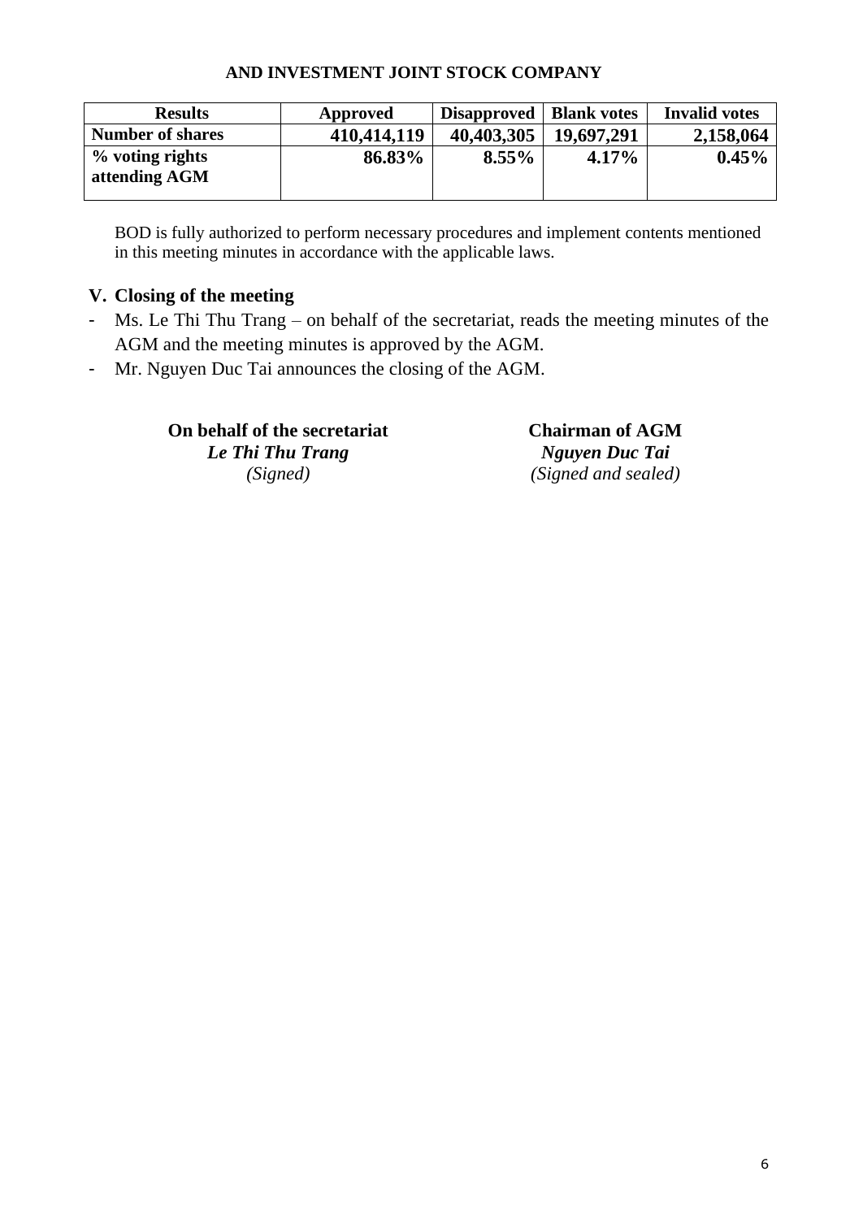**AND INVESTMENT JOINT STOCK COMPANY**

| Results | Approved | Disapproved | Blank votes | Invalid votes |
|---|---|---|---|---|
| **Number of shares** | **410,414,119** | **40,403,305** | **19,697,291** | **2,158,064** |
| **% voting rights attending AGM** | **86.83%** | **8.55%** | **4.17%** | **0.45%** |

BOD is fully authorized to perform necessary procedures and implement contents mentioned in this meeting minutes in accordance with the applicable laws.

## V. Closing of the meeting

- Ms. Le Thi Thu Trang – on behalf of the secretariat, reads the meeting minutes of the AGM and the meeting minutes is approved by the AGM.
- Mr. Nguyen Duc Tai announces the closing of the AGM.

**On behalf of the secretariat**
***Le Thi Thu Trang***
*(Signed)*

**Chairman of AGM**
***Nguyen Duc Tai***
*(Signed and sealed)*